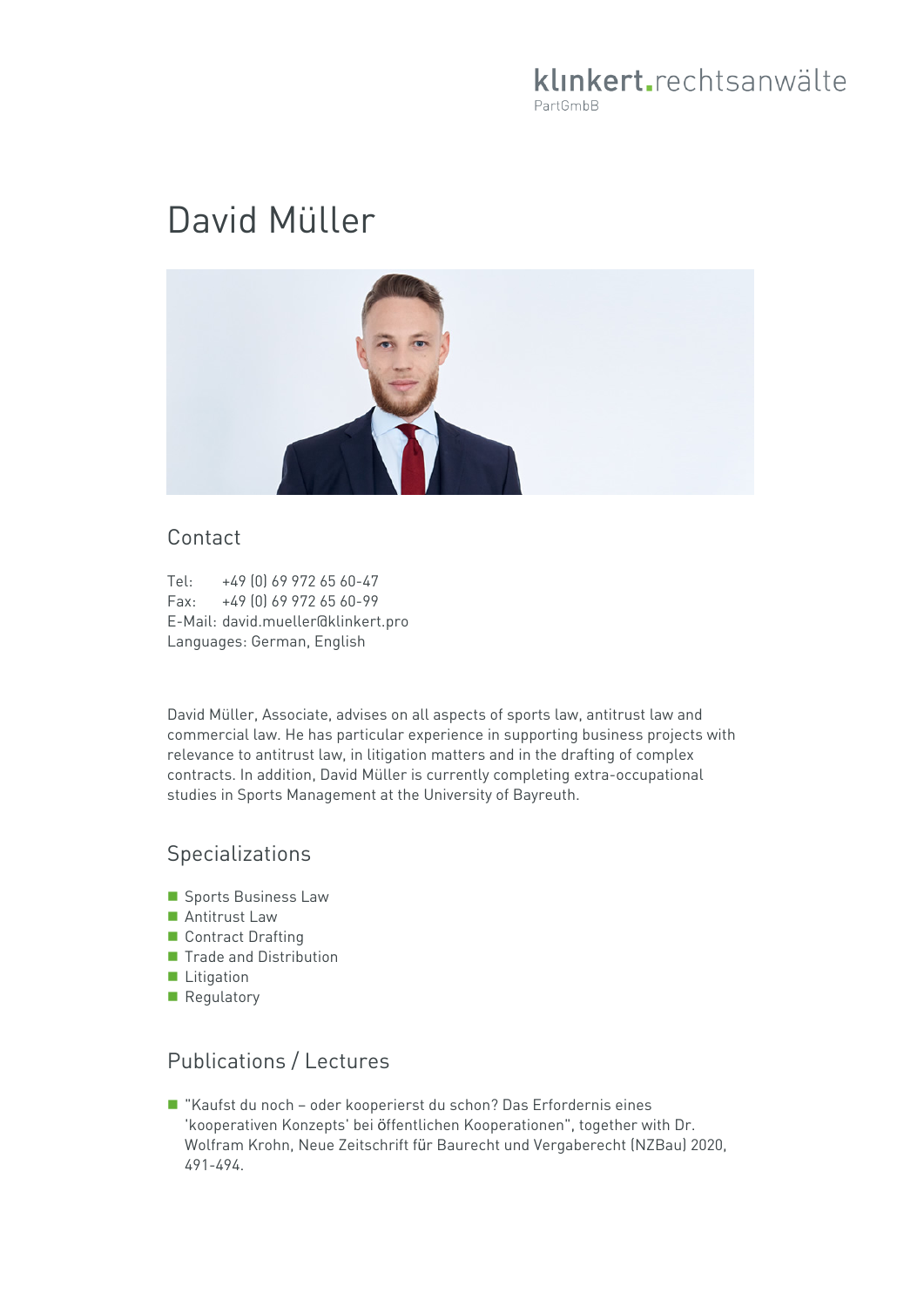klinkert.rechtsanwälte
PartGmbB

# David Müller

## Contact

Tel: +49 (0) 69 972 65 60-47
Fax: +49 (0) 69 972 65 60-99
E-Mail: david.mueller@klinkert.pro
Languages: German, English

David Müller, Associate, advises on all aspects of sports law, antitrust law and commercial law. He has particular experience in supporting business projects with relevance to antitrust law, in litigation matters and in the drafting of complex contracts. In addition, David Müller is currently completing extra-occupational studies in Sports Management at the University of Bayreuth.

## Specializations

- Sports Business Law
- Antitrust Law
- Contract Drafting
- Trade and Distribution
- Litigation
- Regulatory

## Publications / Lectures

- "Kaufst du noch – oder kooperierst du schon? Das Erfordernis eines 'kooperativen Konzepts' bei öffentlichen Kooperationen", together with Dr. Wolfram Krohn, Neue Zeitschrift für Baurecht und Vergaberecht (NZBau) 2020, 491-494.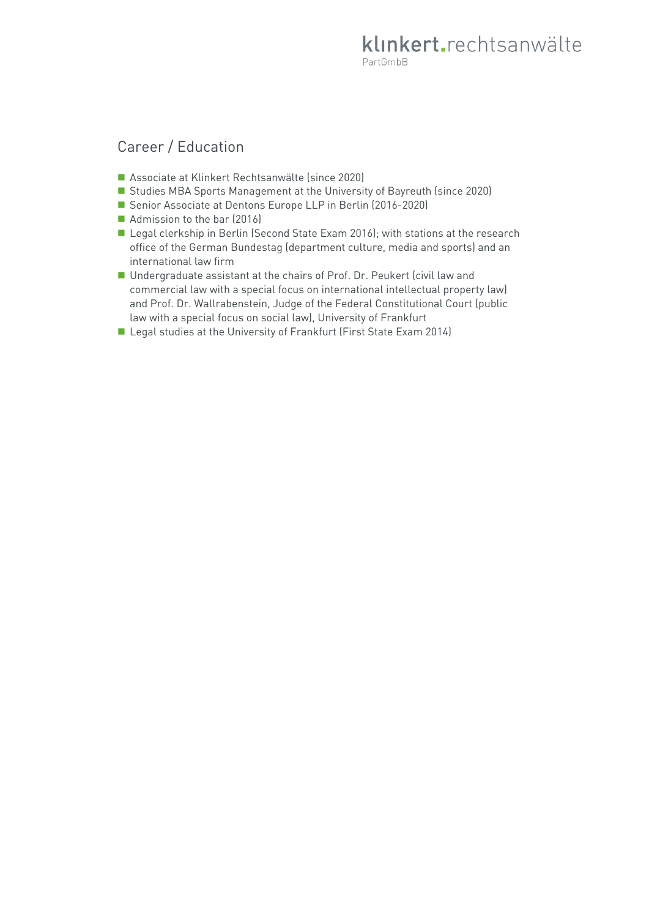## Career / Education

- Associate at Klinkert Rechtsanwälte (since 2020)
- Studies MBA Sports Management at the University of Bayreuth (since 2020)
- Senior Associate at Dentons Europe LLP in Berlin (2016-2020)
- Admission to the bar (2016)
- Legal clerkship in Berlin (Second State Exam 2016); with stations at the research office of the German Bundestag (department culture, media and sports) and an international law firm
- Undergraduate assistant at the chairs of Prof. Dr. Peukert (civil law and commercial law with a special focus on international intellectual property law) and Prof. Dr. Wallrabenstein, Judge of the Federal Constitutional Court (public law with a special focus on social law), University of Frankfurt
- Legal studies at the University of Frankfurt (First State Exam 2014)